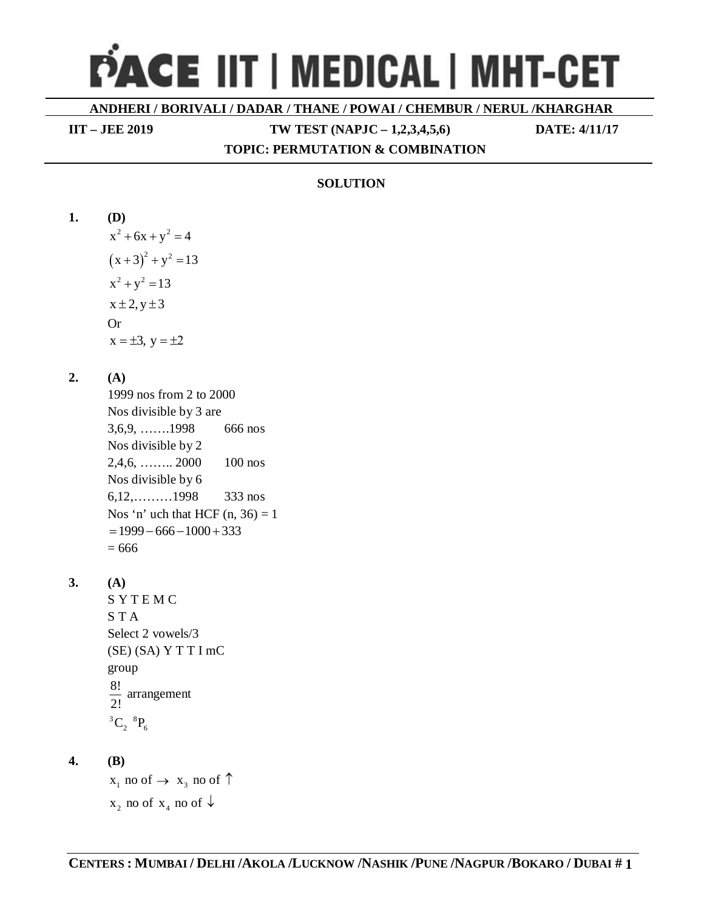# PACE IIT | MEDICAL | MHT-CET

**ANDHERI / BORIVALI / DADAR / THANE / POWAI / CHEMBUR / NERUL /KHARGHAR**

**IIT – JEE 2019** **TW TEST (NAPJC – 1,2,3,4,5,6)** **DATE: 4/11/17**

**TOPIC: PERMUTATION & COMBINATION**

**SOLUTION**

**1.** **(D)**

$x^2 + 6x + y^2 = 4$

$(x+3)^2 + y^2 = 13$

$x^2 + y^2 = 13$

$x \pm 2, y \pm 3$

Or

$x = \pm 3,\ y = \pm 2$

**2.** **(A)**

1999 nos from 2 to 2000

Nos divisible by 3 are

3,6,9, …….1998 666 nos

Nos divisible by 2

2,4,6, …….. 2000 100 nos

Nos divisible by 6

6,12,………1998 333 nos

Nos 'n' uch that HCF (n, 36) = 1

$= 1999 - 666 - 1000 + 333$

$= 666$

**3.** **(A)**

S Y T E M C

S T A

Select 2 vowels/3

(SE) (SA) Y T T I mC

group

$\frac{8!}{2!}$ arrangement

${}^{3}C_{2}\ {}^{8}P_{6}$

**4.** **(B)**

$x_1$ no of $\rightarrow$ $x_3$ no of $\uparrow$

$x_2$ no of $x_4$ no of $\downarrow$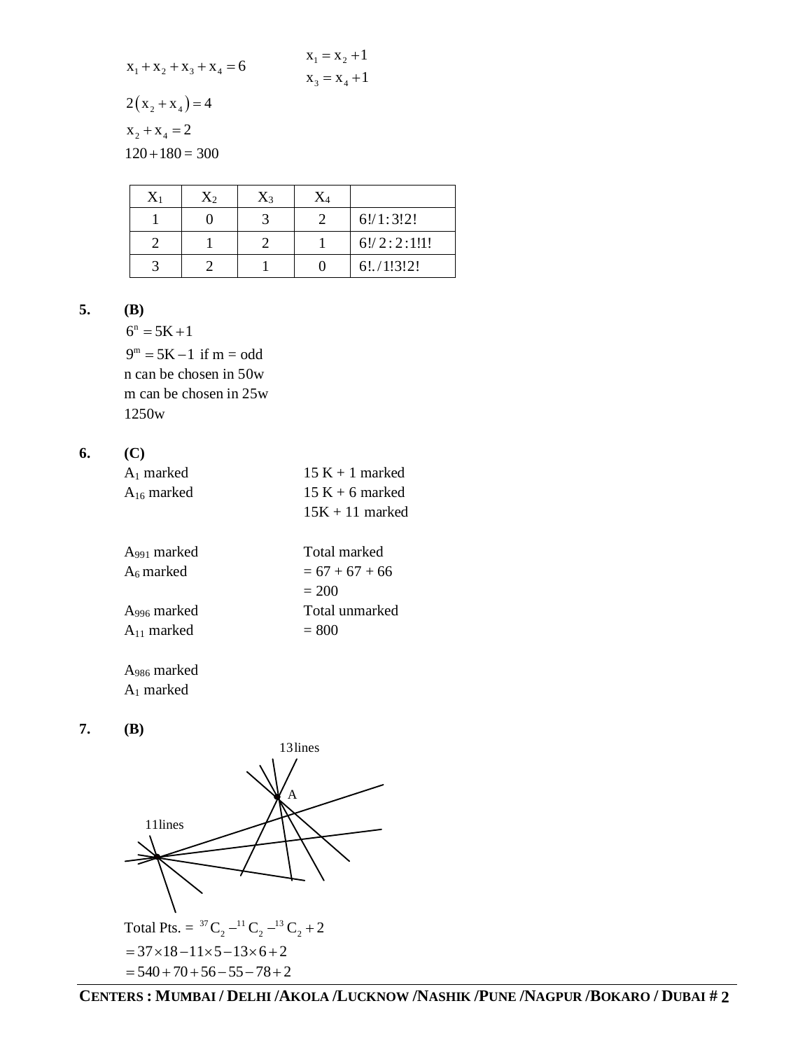$$x_1 + x_2 + x_3 + x_4 = 6 \qquad \begin{matrix} x_1 = x_2 + 1 \\ x_3 = x_4 + 1 \end{matrix}$$

$2(x_2 + x_4) = 4$

$x_2 + x_4 = 2$

$120 + 180 = 300$

| $X_1$ | $X_2$ | $X_3$ | $X_4$ | |
|---|---|---|---|---|
| 1 | 0 | 3 | 2 | $6!/1:3!2!$ |
| 2 | 1 | 2 | 1 | $6!/2:2:1!1!$ |
| 3 | 2 | 1 | 0 | $6!./1!3!2!$ |

**5.** **(B)**

$6^n = 5K + 1$

$9^m = 5K - 1$ if m = odd

n can be chosen in 50w

m can be chosen in 25w

1250w

**6.** **(C)**

$A_1$ marked

$A_{16}$ marked

$A_{991}$ marked

$A_6$ marked

$A_{996}$ marked

$A_{11}$ marked

$A_{986}$ marked

$A_1$ marked

15 K + 1 marked

15 K + 6 marked

15K + 11 marked

Total marked

= 67 + 67 + 66

= 200

Total unmarked

= 800

**7.** **(B)**

13lines

A

11lines

Total Pts. = $^{37}C_2 - ^{11}C_2 - ^{13}C_2 + 2$

$= 37 \times 18 - 11 \times 5 - 13 \times 6 + 2$

$= 540 + 70 + 56 - 55 - 78 + 2$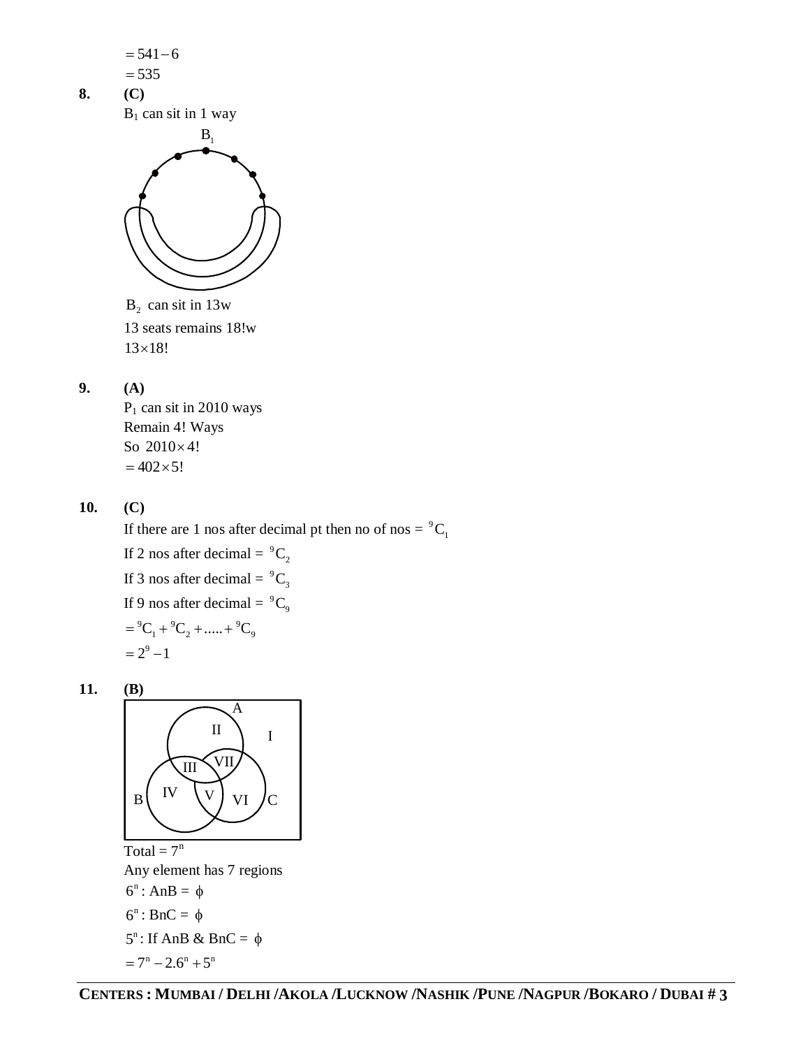$= 541 - 6$

$= 535$

**8.** **(C)**

$B_1$ can sit in 1 way

$B_2$ can sit in 13w

13 seats remains 18!w

$13 \times 18!$

**9.** **(A)**

$P_1$ can sit in 2010 ways

Remain 4! Ways

So $2010 \times 4!$

$= 402 \times 5!$

**10.** **(C)**

If there are 1 nos after decimal pt then no of nos = ${}^9C_1$

If 2 nos after decimal = ${}^9C_2$

If 3 nos after decimal = ${}^9C_3$

If 9 nos after decimal = ${}^9C_9$

$= {}^9C_1 + {}^9C_2 + ..... + {}^9C_9$

$= 2^9 - 1$

**11.** **(B)**

Total = $7^n$

Any element has 7 regions

$6^n$ : AnB = $\phi$

$6^n$ : BnC = $\phi$

$5^n$ : If AnB & BnC = $\phi$

$= 7^n - 2.6^n + 5^n$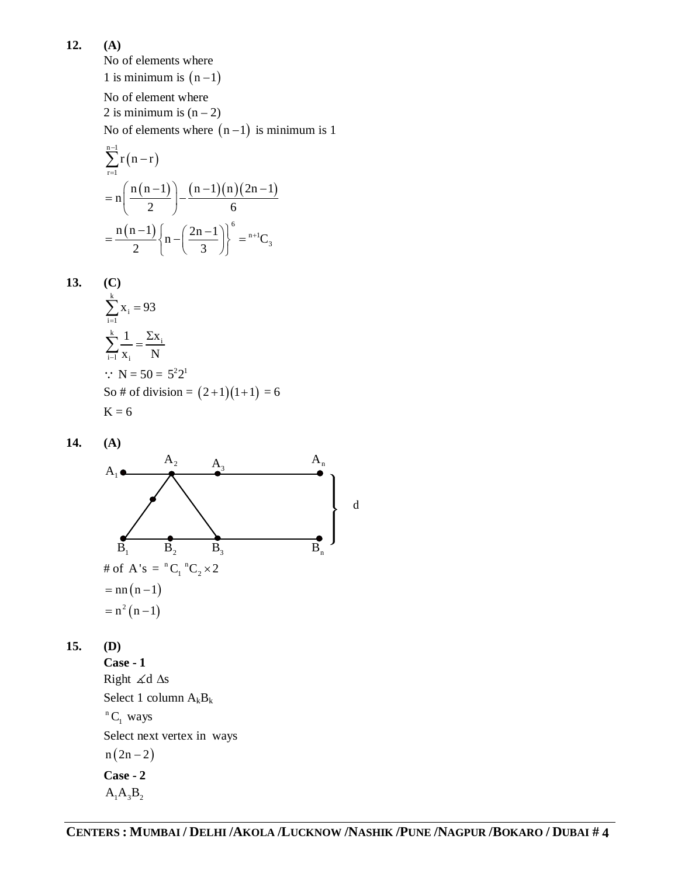**12.** **(A)**

No of elements where
1 is minimum is $(n-1)$

No of element where
2 is minimum is $(n-2)$

No of elements where $(n-1)$ is minimum is 1

$$\sum_{r=1}^{n-1} r(n-r)$$

$$= n\left(\frac{n(n-1)}{2}\right) - \frac{(n-1)(n)(2n-1)}{6}$$

$$= \frac{n(n-1)}{2}\left\{n - \left(\frac{2n-1}{3}\right)\right\}^{6} = {}^{n+1}C_3$$

**13.** **(C)**

$$\sum_{i=1}^{k} x_i = 93$$

$$\sum_{i-1}^{k} \frac{1}{x_i} = \frac{\Sigma x_i}{N}$$

$\because$ N = 50 = $5^2 2^1$

So # of division = $(2+1)(1+1)$ = 6

K = 6

**14.** **(A)**

(Figure: points $A_1, A_2, A_3, \ldots, A_n$ on a top line and $B_1, B_2, B_3, \ldots, B_n$ on a bottom line, at distance d apart, with triangle lines joining $B_1$, $A_2$, $B_3$.)

$$\text{\# of } A\text{'s} = {}^{n}C_1\ {}^{n}C_2 \times 2$$

$$= nn(n-1)$$

$$= n^2(n-1)$$

**15.** **(D)**

**Case - 1**

Right $\measuredangle$d $\Delta$s

Select 1 column $A_kB_k$

${}^{n}C_1$ ways

Select next vertex in ways

$n(2n-2)$

**Case - 2**

$A_1A_3B_2$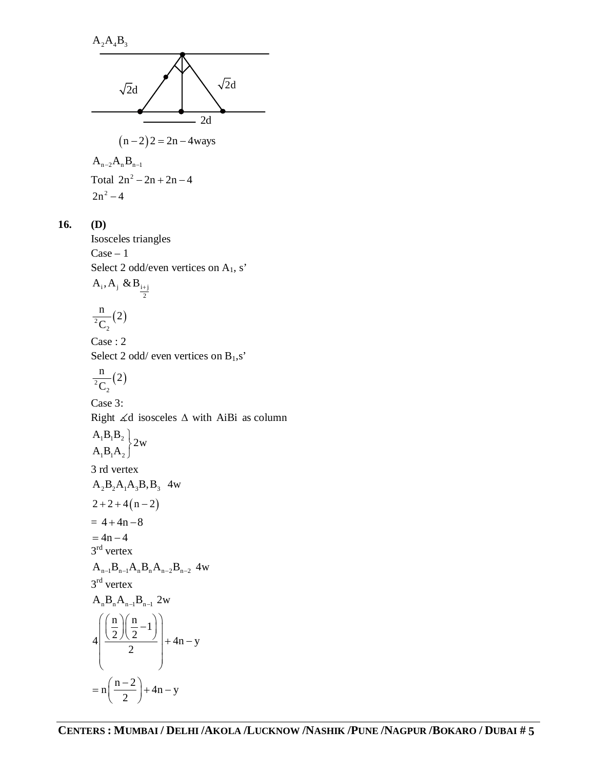$A_2A_4B_3$

$\sqrt{2}d$ $\sqrt{2}d$

2d

$(n-2)2 = 2n - 4\text{ways}$

$A_{n-2}A_nB_{n-1}$

Total $2n^2 - 2n + 2n - 4$

$2n^2 - 4$

**16.** **(D)**

Isosceles triangles

Case – 1

Select 2 odd/even vertices on $A_1$, s'

$A_i, A_j \;\&\; B_{\frac{i+j}{2}}$

$\frac{n}{{}^2C_2}(2)$

Case : 2

Select 2 odd/ even vertices on $B_1$,s'

$\frac{n}{{}^2C_2}(2)$

Case 3:

Right $\measuredangle$d isosceles $\Delta$ with AiBi as column

$\left.\begin{matrix} A_1B_1B_2 \\ A_1B_1A_2 \end{matrix}\right\} 2w$

3 rd vertex

$A_2B_2A_1A_3B, B_3$ 4w

$2 + 2 + 4(n-2)$

$= 4 + 4n - 8$

$= 4n - 4$

3rd vertex

$A_{n-1}B_{n-1}A_nB_nA_{n-2}B_{n-2}$ 4w

3rd vertex

$A_nB_nA_{n-1}B_{n-1}$ 2w

$$4\left(\frac{\left(\frac{n}{2}\right)\left(\frac{n}{2}-1\right)}{2}\right) + 4n - y$$

$$= n\left(\frac{n-2}{2}\right) + 4n - y$$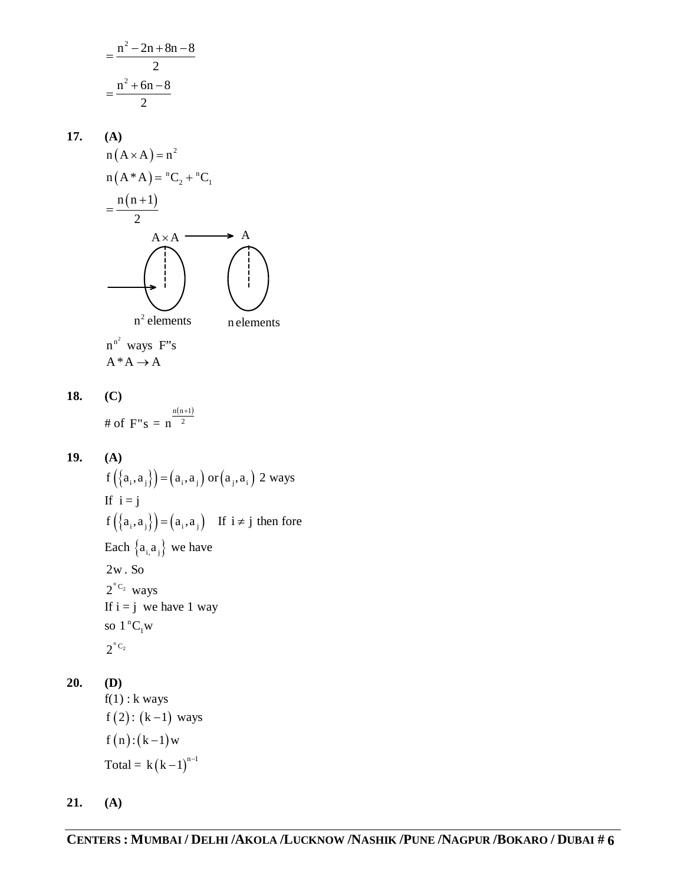$$= \frac{n^2 - 2n + 8n - 8}{2}$$
$$= \frac{n^2 + 6n - 8}{2}$$

**17. (A)**

$n(A \times A) = n^2$

$n(A * A) = {}^nC_2 + {}^nC_1$

$= \frac{n(n+1)}{2}$

$A \times A \longrightarrow A$

$n^2$ elements     n elements

$n^{n^2}$ ways F"s

$A * A \rightarrow A$

**18. (C)**

# of F"s = $n^{\frac{n(n+1)}{2}}$

**19. (A)**

$f(\{a_i, a_j\}) = (a_i, a_j)$ or $(a_j, a_i)$ 2 ways

If $i = j$

$f(\{a_i, a_j\}) = (a_i, a_j)$   If $i \neq j$ then fore

Each $\{a_{i,} a_j\}$ we have

2w. So

$2^{{}^nC_2}$ ways

If i = j we have 1 way

so $1\,{}^nC_1 w$

$2^{{}^nC_2}$

**20. (D)**

f(1) : k ways

$f(2) : (k-1)$ ways

$f(n) : (k-1)w$

Total = $k(k-1)^{n-1}$

**21. (A)**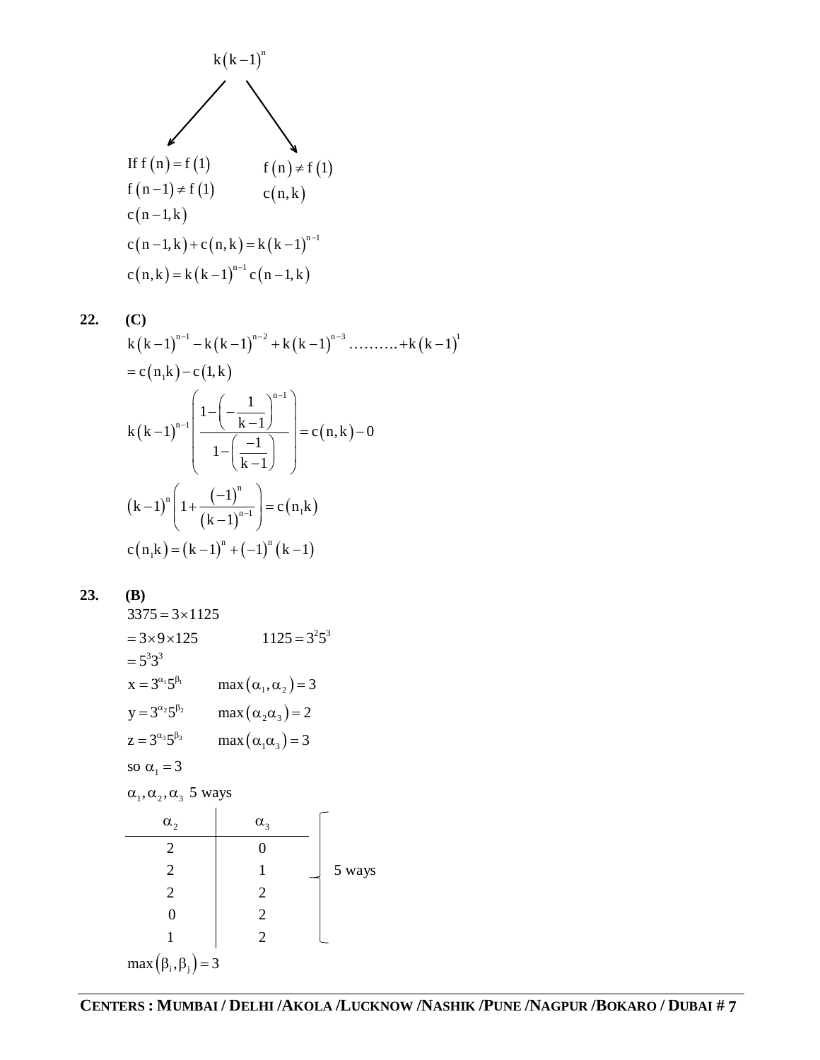$$k(k-1)^n$$

(branches into two cases)

If $f(n) = f(1)$ &nbsp;&nbsp;&nbsp;&nbsp;&nbsp;&nbsp; $f(n) \neq f(1)$

$f(n-1) \neq f(1)$ &nbsp;&nbsp;&nbsp;&nbsp;&nbsp;&nbsp; $c(n,k)$

$c(n-1,k)$

$$c(n-1,k) + c(n,k) = k(k-1)^{n-1}$$

$$c(n,k) = k(k-1)^{n-1} c(n-1,k)$$

**22. (C)**

$$k(k-1)^{n-1} - k(k-1)^{n-2} + k(k-1)^{n-3} \ldots\ldots\ldots + k(k-1)^1$$

$$= c(n_1 k) - c(1,k)$$

$$k(k-1)^{n-1}\left(\frac{1-\left(-\frac{1}{k-1}\right)^{n-1}}{1-\left(\frac{-1}{k-1}\right)}\right) = c(n,k) - 0$$

$$(k-1)^n\left(1+\frac{(-1)^n}{(k-1)^{n-1}}\right) = c(n_1 k)$$

$$c(n_1 k) = (k-1)^n + (-1)^n (k-1)$$

**23. (B)**

$$3375 = 3 \times 1125$$

$$= 3 \times 9 \times 125 \qquad 1125 = 3^2 5^3$$

$$= 5^3 3^3$$

$x = 3^{\alpha_1} 5^{\beta_1}$ &nbsp;&nbsp;&nbsp;&nbsp; $\max(\alpha_1, \alpha_2) = 3$

$y = 3^{\alpha_2} 5^{\beta_2}$ &nbsp;&nbsp;&nbsp;&nbsp; $\max(\alpha_2 \alpha_3) = 2$

$z = 3^{\alpha_3} 5^{\beta_3}$ &nbsp;&nbsp;&nbsp;&nbsp; $\max(\alpha_1 \alpha_3) = 3$

so $\alpha_1 = 3$

$\alpha_1, \alpha_2, \alpha_3$ 5 ways

| $\alpha_2$ | $\alpha_3$ |
|---|---|
| 2 | 0 |
| 2 | 1 |
| 2 | 2 |
| 0 | 2 |
| 1 | 2 |

} 5 ways

$$\max(\beta_i, \beta_j) = 3$$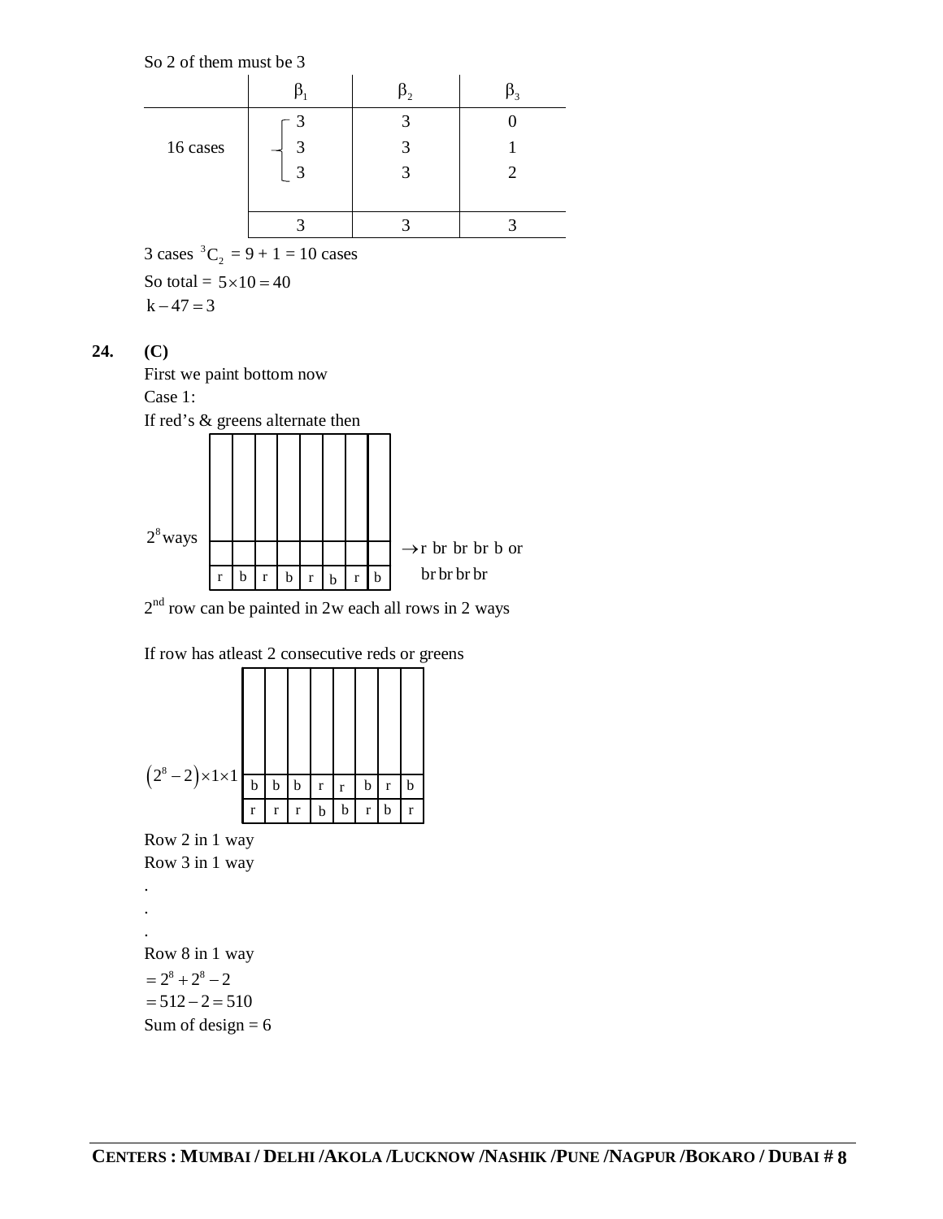So 2 of them must be 3

| | $\beta_1$ | $\beta_2$ | $\beta_3$ |
|---|---|---|---|
| 16 cases | 3 | 3 | 0 |
| | 3 | 3 | 1 |
| | 3 | 3 | 2 |
| | 3 | 3 | 3 |

3 cases $^3C_2$ = 9 + 1 = 10 cases

So total = $5 \times 10 = 40$

$k - 47 = 3$

**24. (C)**

First we paint bottom now

Case 1:

If red's & greens alternate then

$2^8$ ways

| r | b | r | b | r | b | r | b |
|---|---|---|---|---|---|---|---|

$\rightarrow$ r br br br b or br br br br

$2^{nd}$ row can be painted in 2w each all rows in 2 ways

If row has atleast 2 consecutive reds or greens

$\left(2^8 - 2\right) \times 1 \times 1$

| b | b | b | r | r | b | r | b |
|---|---|---|---|---|---|---|---|
| r | r | r | b | b | r | b | r |

Row 2 in 1 way

Row 3 in 1 way

.

.

.

Row 8 in 1 way

$= 2^8 + 2^8 - 2$

$= 512 - 2 = 510$

Sum of design = 6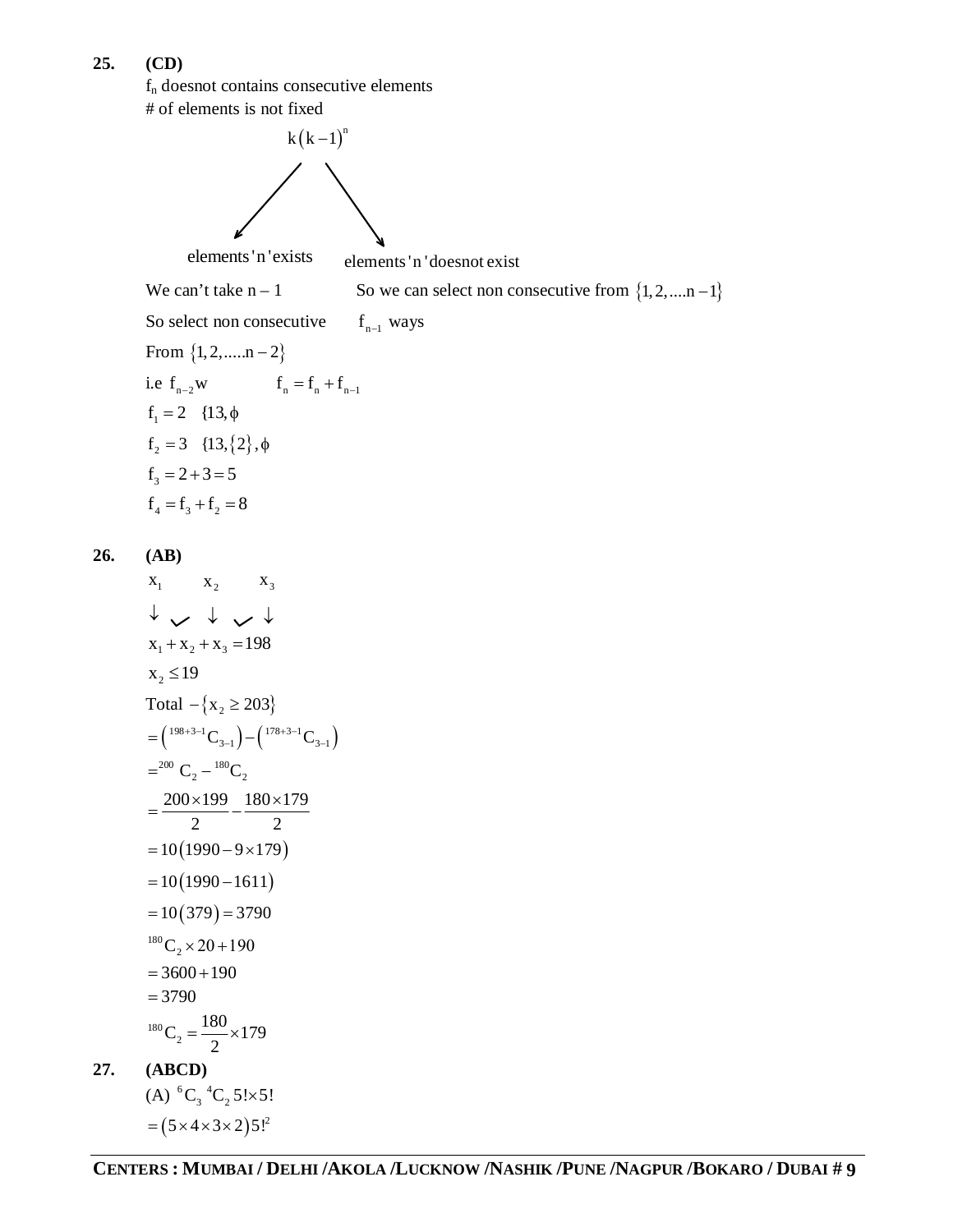**25.** **(CD)**

$f_n$ doesnot contains consecutive elements

\# of elements is not fixed

$k(k-1)^n$

elements 'n' exists — elements 'n' doesnot exist

We can't take n – 1 — So we can select non consecutive from $\{1, 2, ....n-1\}$

So select non consecutive — $f_{n-1}$ ways

From $\{1, 2, .....n-2\}$

i.e $f_{n-2}w$ — $f_n = f_n + f_{n-1}$

$f_1 = 2 \quad \{13, \phi$

$f_2 = 3 \quad \{13, \{2\}, \phi$

$f_3 = 2 + 3 = 5$

$f_4 = f_3 + f_2 = 8$

**26.** **(AB)**

$x_1 \quad x_2 \quad x_3$

$\downarrow \; \checkmark \; \downarrow \; \checkmark \; \downarrow$

$x_1 + x_2 + x_3 = 198$

$x_2 \le 19$

Total $-\{x_2 \ge 203\}$

$= \left({}^{198+3-1}C_{3-1}\right) - \left({}^{178+3-1}C_{3-1}\right)$

$= {}^{200}C_2 - {}^{180}C_2$

$= \dfrac{200 \times 199}{2} - \dfrac{180 \times 179}{2}$

$= 10(1990 - 9 \times 179)$

$= 10(1990 - 1611)$

$= 10(379) = 3790$

${}^{180}C_2 \times 20 + 190$

$= 3600 + 190$

$= 3790$

${}^{180}C_2 = \dfrac{180}{2} \times 179$

**27.** **(ABCD)**

(A) ${}^6C_3 \, {}^4C_2 \, 5! \times 5!$

$= (5 \times 4 \times 3 \times 2) 5!^2$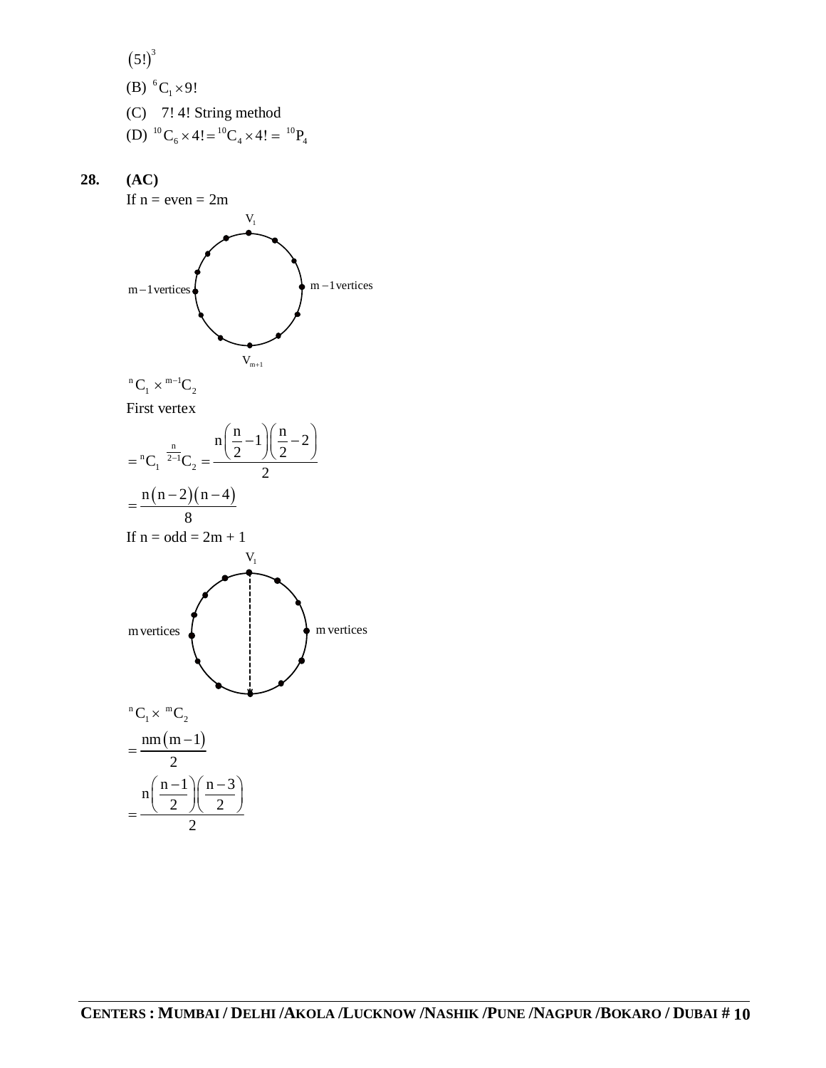$(5!)^3$

(B) ${}^6C_1 \times 9!$

(C) 7! 4! String method

(D) ${}^{10}C_6 \times 4! = {}^{10}C_4 \times 4! = {}^{10}P_4$

**28. (AC)**

If n = even = 2m

$V_1$

m − 1 vertices

m − 1 vertices

$V_{m+1}$

${}^nC_1 \times {}^{m-1}C_2$

First vertex

$$= {}^nC_1 \ {}^{\frac{n}{2}-1}C_2 = \frac{n\left(\frac{n}{2}-1\right)\left(\frac{n}{2}-2\right)}{2}$$

$$= \frac{n(n-2)(n-4)}{8}$$

If n = odd = 2m + 1

$V_1$

m vertices

m vertices

${}^nC_1 \times {}^mC_2$

$$= \frac{nm(m-1)}{2}$$

$$= \frac{n\left(\frac{n-1}{2}\right)\left(\frac{n-3}{2}\right)}{2}$$